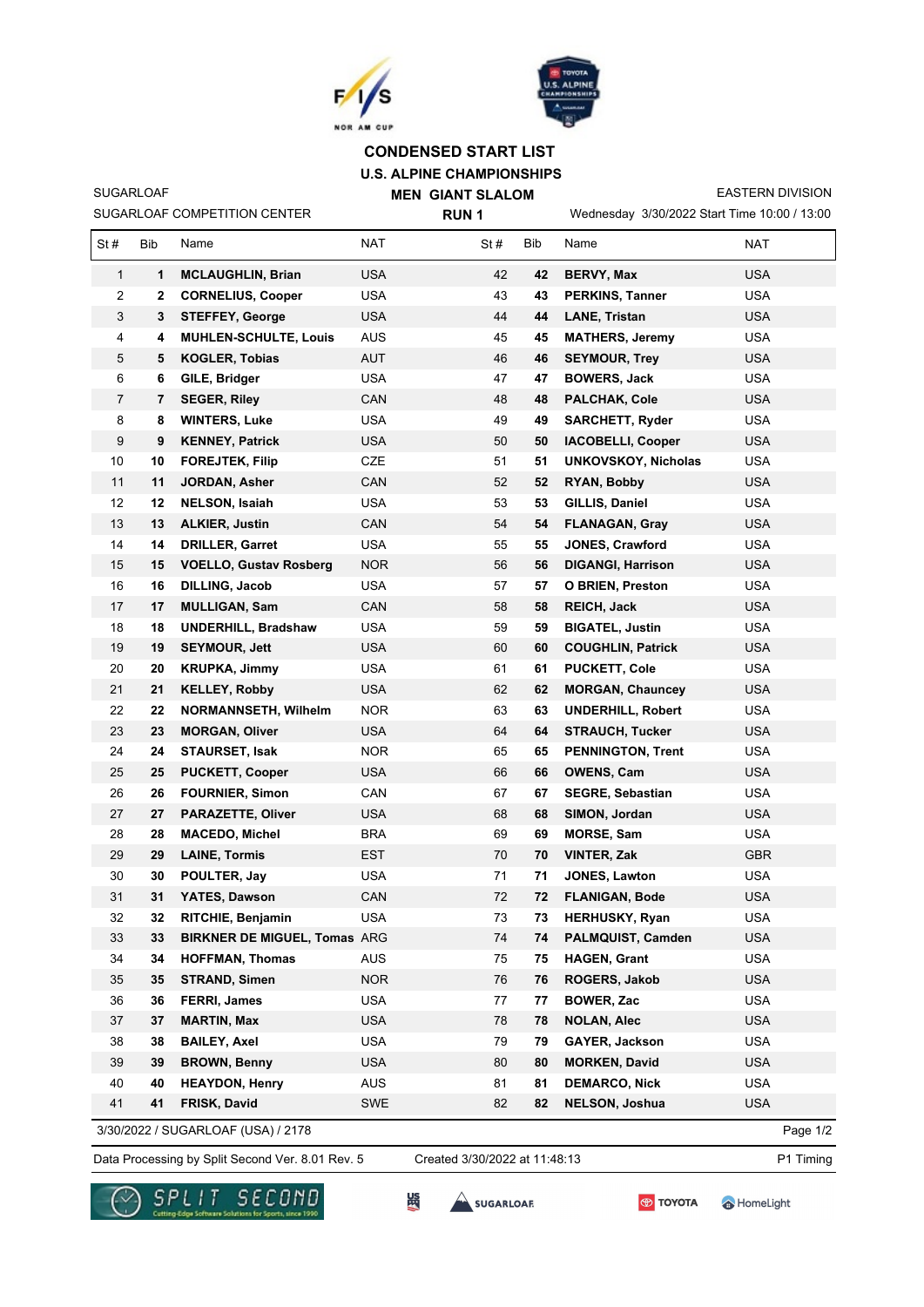# CONDENSED START LIST

## U.S. ALPINE CHAMPIONSHIPS

SUGARLOAF — MEN GIANT SLALOM — EASTERN DIVISION

SUGARLOAF COMPETITION CENTER — RUN 1 — Wednesday 3/30/2022 Start Time 10:00 / 13:00

| St # | Bib | Name | NAT | St # | Bib | Name | NAT |
|---|---|---|---|---|---|---|---|
| 1 | **1** | **MCLAUGHLIN, Brian** | USA | 42 | **42** | **BERVY, Max** | USA |
| 2 | **2** | **CORNELIUS, Cooper** | USA | 43 | **43** | **PERKINS, Tanner** | USA |
| 3 | **3** | **STEFFEY, George** | USA | 44 | **44** | **LANE, Tristan** | USA |
| 4 | **4** | **MUHLEN-SCHULTE, Louis** | AUS | 45 | **45** | **MATHERS, Jeremy** | USA |
| 5 | **5** | **KOGLER, Tobias** | AUT | 46 | **46** | **SEYMOUR, Trey** | USA |
| 6 | **6** | **GILE, Bridger** | USA | 47 | **47** | **BOWERS, Jack** | USA |
| 7 | **7** | **SEGER, Riley** | CAN | 48 | **48** | **PALCHAK, Cole** | USA |
| 8 | **8** | **WINTERS, Luke** | USA | 49 | **49** | **SARCHETT, Ryder** | USA |
| 9 | **9** | **KENNEY, Patrick** | USA | 50 | **50** | **IACOBELLI, Cooper** | USA |
| 10 | **10** | **FOREJTEK, Filip** | CZE | 51 | **51** | **UNKOVSKOY, Nicholas** | USA |
| 11 | **11** | **JORDAN, Asher** | CAN | 52 | **52** | **RYAN, Bobby** | USA |
| 12 | **12** | **NELSON, Isaiah** | USA | 53 | **53** | **GILLIS, Daniel** | USA |
| 13 | **13** | **ALKIER, Justin** | CAN | 54 | **54** | **FLANAGAN, Gray** | USA |
| 14 | **14** | **DRILLER, Garret** | USA | 55 | **55** | **JONES, Crawford** | USA |
| 15 | **15** | **VOELLO, Gustav Rosberg** | NOR | 56 | **56** | **DIGANGI, Harrison** | USA |
| 16 | **16** | **DILLING, Jacob** | USA | 57 | **57** | **O BRIEN, Preston** | USA |
| 17 | **17** | **MULLIGAN, Sam** | CAN | 58 | **58** | **REICH, Jack** | USA |
| 18 | **18** | **UNDERHILL, Bradshaw** | USA | 59 | **59** | **BIGATEL, Justin** | USA |
| 19 | **19** | **SEYMOUR, Jett** | USA | 60 | **60** | **COUGHLIN, Patrick** | USA |
| 20 | **20** | **KRUPKA, Jimmy** | USA | 61 | **61** | **PUCKETT, Cole** | USA |
| 21 | **21** | **KELLEY, Robby** | USA | 62 | **62** | **MORGAN, Chauncey** | USA |
| 22 | **22** | **NORMANNSETH, Wilhelm** | NOR | 63 | **63** | **UNDERHILL, Robert** | USA |
| 23 | **23** | **MORGAN, Oliver** | USA | 64 | **64** | **STRAUCH, Tucker** | USA |
| 24 | **24** | **STAURSET, Isak** | NOR | 65 | **65** | **PENNINGTON, Trent** | USA |
| 25 | **25** | **PUCKETT, Cooper** | USA | 66 | **66** | **OWENS, Cam** | USA |
| 26 | **26** | **FOURNIER, Simon** | CAN | 67 | **67** | **SEGRE, Sebastian** | USA |
| 27 | **27** | **PARAZETTE, Oliver** | USA | 68 | **68** | **SIMON, Jordan** | USA |
| 28 | **28** | **MACEDO, Michel** | BRA | 69 | **69** | **MORSE, Sam** | USA |
| 29 | **29** | **LAINE, Tormis** | EST | 70 | **70** | **VINTER, Zak** | GBR |
| 30 | **30** | **POULTER, Jay** | USA | 71 | **71** | **JONES, Lawton** | USA |
| 31 | **31** | **YATES, Dawson** | CAN | 72 | **72** | **FLANIGAN, Bode** | USA |
| 32 | **32** | **RITCHIE, Benjamin** | USA | 73 | **73** | **HERHUSKY, Ryan** | USA |
| 33 | **33** | **BIRKNER DE MIGUEL, Tomas** | ARG | 74 | **74** | **PALMQUIST, Camden** | USA |
| 34 | **34** | **HOFFMAN, Thomas** | AUS | 75 | **75** | **HAGEN, Grant** | USA |
| 35 | **35** | **STRAND, Simen** | NOR | 76 | **76** | **ROGERS, Jakob** | USA |
| 36 | **36** | **FERRI, James** | USA | 77 | **77** | **BOWER, Zac** | USA |
| 37 | **37** | **MARTIN, Max** | USA | 78 | **78** | **NOLAN, Alec** | USA |
| 38 | **38** | **BAILEY, Axel** | USA | 79 | **79** | **GAYER, Jackson** | USA |
| 39 | **39** | **BROWN, Benny** | USA | 80 | **80** | **MORKEN, David** | USA |
| 40 | **40** | **HEAYDON, Henry** | AUS | 81 | **81** | **DEMARCO, Nick** | USA |
| 41 | **41** | **FRISK, David** | SWE | 82 | **82** | **NELSON, Joshua** | USA |

3/30/2022 / SUGARLOAF (USA) / 2178

Data Processing by Split Second Ver. 8.01 Rev. 5 — Created 3/30/2022 at 11:48:13 — P1 Timing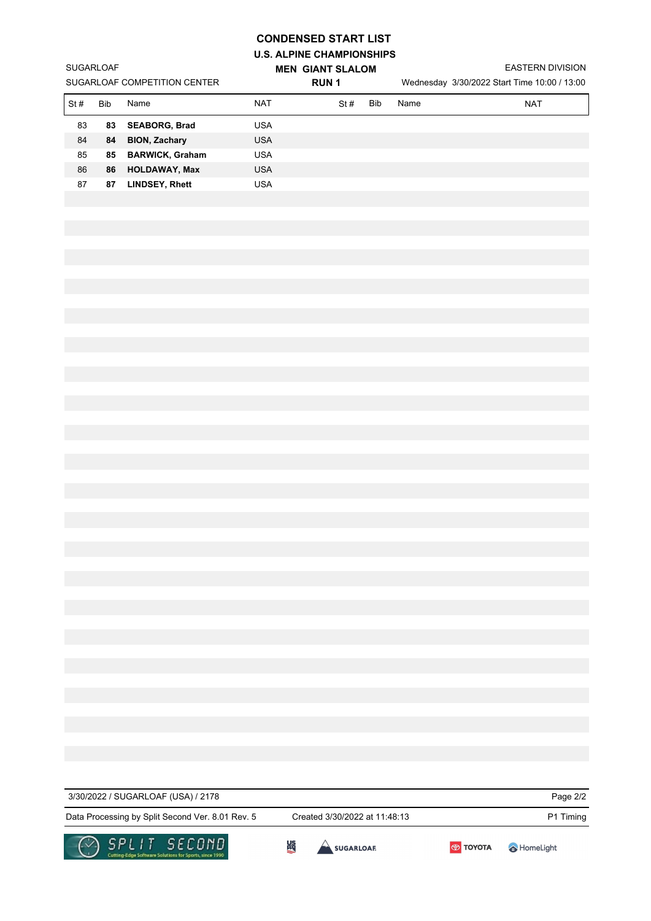# CONDENSED START LIST

## U.S. ALPINE CHAMPIONSHIPS

SUGARLOAF

SUGARLOAF COMPETITION CENTER

**MEN GIANT SLALOM**

**RUN 1**

EASTERN DIVISION

Wednesday 3/30/2022 Start Time 10:00 / 13:00

| St # | Bib | Name | NAT | St # | Bib | Name | NAT |
|---|---|---|---|---|---|---|---|
| 83 | **83** | **SEABORG, Brad** | USA | | | | |
| 84 | **84** | **BION, Zachary** | USA | | | | |
| 85 | **85** | **BARWICK, Graham** | USA | | | | |
| 86 | **86** | **HOLDAWAY, Max** | USA | | | | |
| 87 | **87** | **LINDSEY, Rhett** | USA | | | | |

3/30/2022 / SUGARLOAF (USA) / 2178

Data Processing by Split Second Ver. 8.01 Rev. 5 Created 3/30/2022 at 11:48:13 P1 Timing